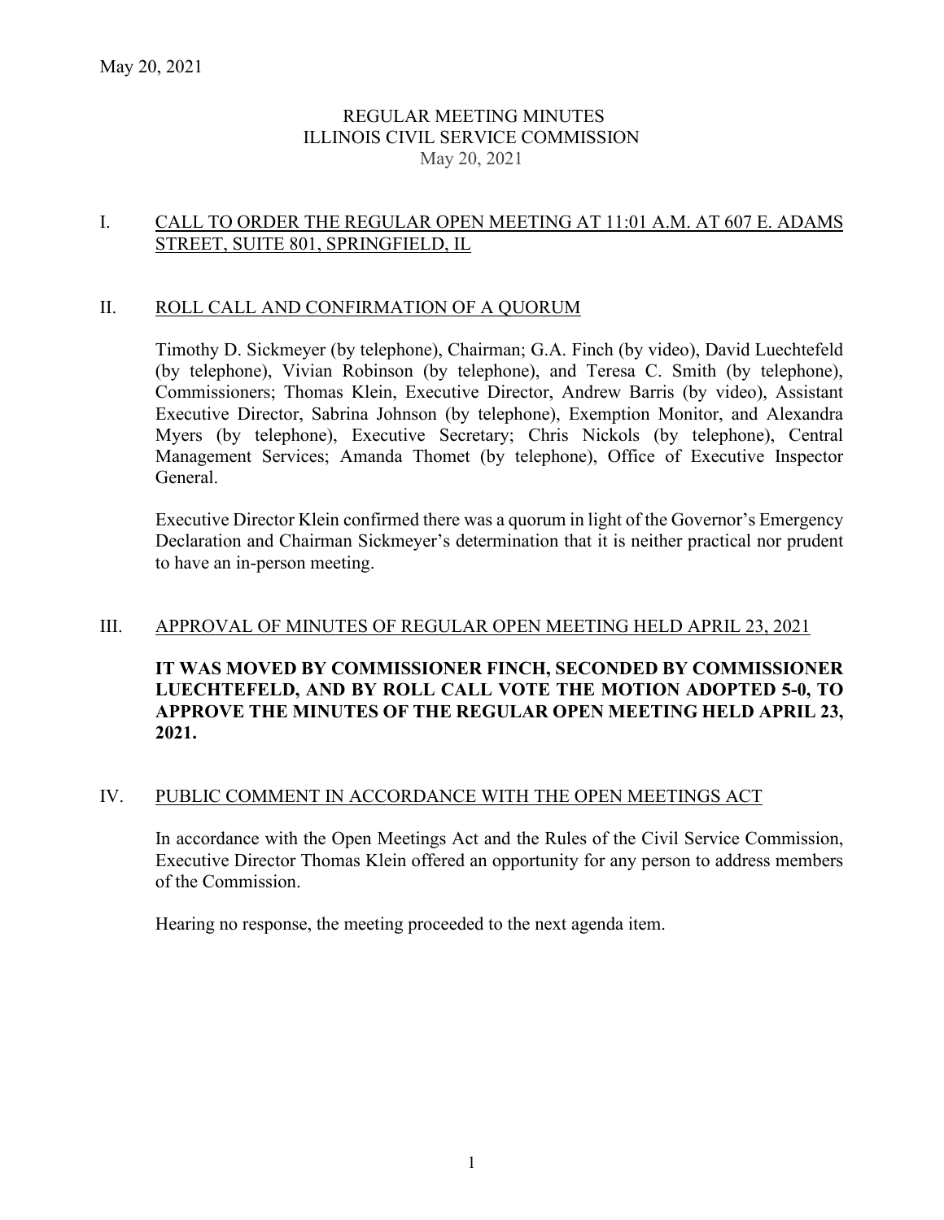May 20, 2021

# REGULAR MEETING MINUTES
# ILLINOIS CIVIL SERVICE COMMISSION
May 20, 2021

## I. CALL TO ORDER THE REGULAR OPEN MEETING AT 11:01 A.M. AT 607 E. ADAMS STREET, SUITE 801, SPRINGFIELD, IL

## II. ROLL CALL AND CONFIRMATION OF A QUORUM

Timothy D. Sickmeyer (by telephone), Chairman; G.A. Finch (by video), David Luechtefeld (by telephone), Vivian Robinson (by telephone), and Teresa C. Smith (by telephone), Commissioners; Thomas Klein, Executive Director, Andrew Barris (by video), Assistant Executive Director, Sabrina Johnson (by telephone), Exemption Monitor, and Alexandra Myers (by telephone), Executive Secretary; Chris Nickols (by telephone), Central Management Services; Amanda Thomet (by telephone), Office of Executive Inspector General.

Executive Director Klein confirmed there was a quorum in light of the Governor's Emergency Declaration and Chairman Sickmeyer's determination that it is neither practical nor prudent to have an in-person meeting.

## III. APPROVAL OF MINUTES OF REGULAR OPEN MEETING HELD APRIL 23, 2021

**IT WAS MOVED BY COMMISSIONER FINCH, SECONDED BY COMMISSIONER LUECHTEFELD, AND BY ROLL CALL VOTE THE MOTION ADOPTED 5-0, TO APPROVE THE MINUTES OF THE REGULAR OPEN MEETING HELD APRIL 23, 2021.**

## IV. PUBLIC COMMENT IN ACCORDANCE WITH THE OPEN MEETINGS ACT

In accordance with the Open Meetings Act and the Rules of the Civil Service Commission, Executive Director Thomas Klein offered an opportunity for any person to address members of the Commission.

Hearing no response, the meeting proceeded to the next agenda item.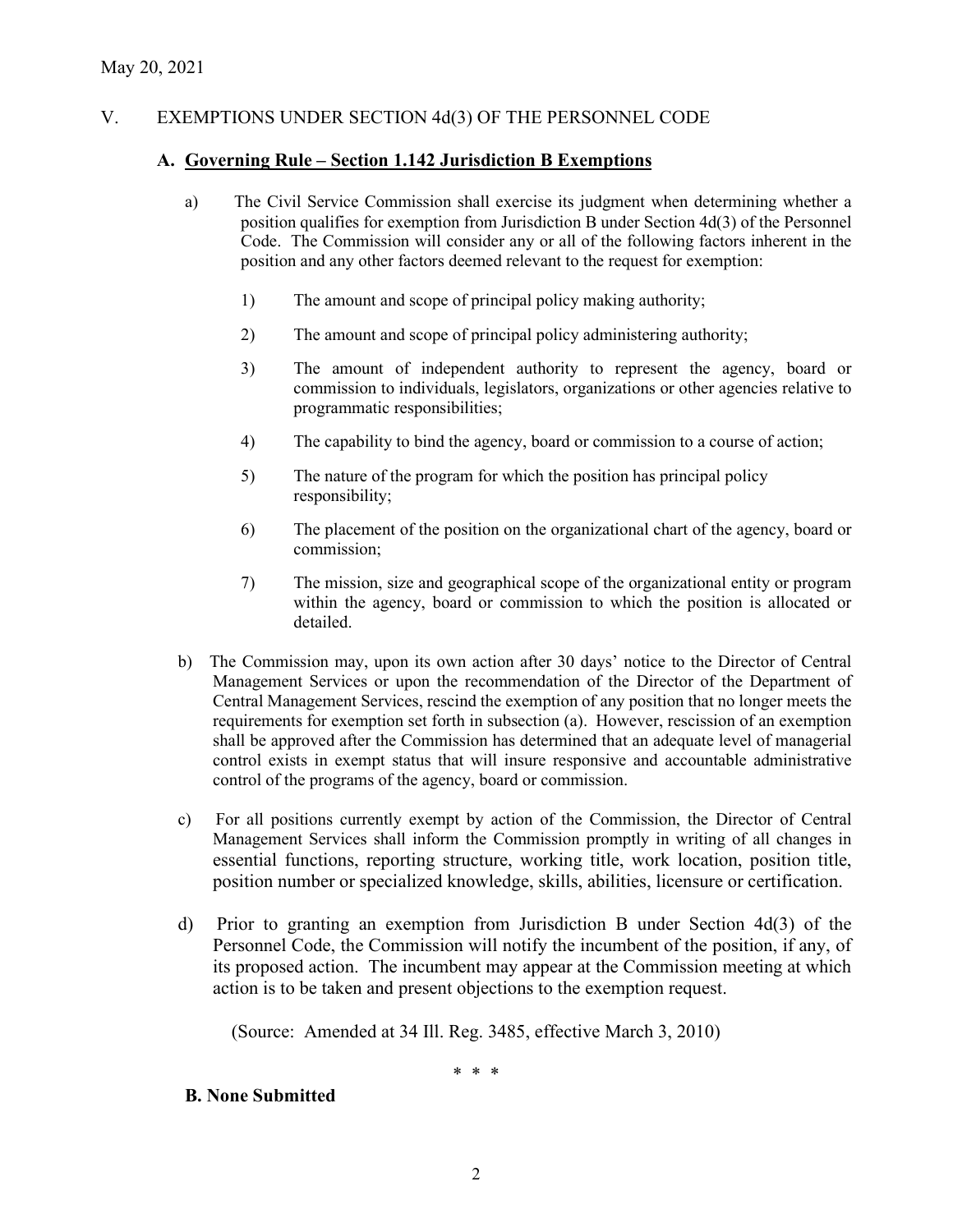May 20, 2021

## V. EXEMPTIONS UNDER SECTION 4d(3) OF THE PERSONNEL CODE

### A. Governing Rule – Section 1.142 Jurisdiction B Exemptions

a) The Civil Service Commission shall exercise its judgment when determining whether a position qualifies for exemption from Jurisdiction B under Section 4d(3) of the Personnel Code. The Commission will consider any or all of the following factors inherent in the position and any other factors deemed relevant to the request for exemption:

1) The amount and scope of principal policy making authority;

2) The amount and scope of principal policy administering authority;

3) The amount of independent authority to represent the agency, board or commission to individuals, legislators, organizations or other agencies relative to programmatic responsibilities;

4) The capability to bind the agency, board or commission to a course of action;

5) The nature of the program for which the position has principal policy responsibility;

6) The placement of the position on the organizational chart of the agency, board or commission;

7) The mission, size and geographical scope of the organizational entity or program within the agency, board or commission to which the position is allocated or detailed.

b) The Commission may, upon its own action after 30 days' notice to the Director of Central Management Services or upon the recommendation of the Director of the Department of Central Management Services, rescind the exemption of any position that no longer meets the requirements for exemption set forth in subsection (a). However, rescission of an exemption shall be approved after the Commission has determined that an adequate level of managerial control exists in exempt status that will insure responsive and accountable administrative control of the programs of the agency, board or commission.

c) For all positions currently exempt by action of the Commission, the Director of Central Management Services shall inform the Commission promptly in writing of all changes in essential functions, reporting structure, working title, work location, position title, position number or specialized knowledge, skills, abilities, licensure or certification.

d) Prior to granting an exemption from Jurisdiction B under Section 4d(3) of the Personnel Code, the Commission will notify the incumbent of the position, if any, of its proposed action. The incumbent may appear at the Commission meeting at which action is to be taken and present objections to the exemption request.

(Source: Amended at 34 Ill. Reg. 3485, effective March 3, 2010)

* * *

### B. None Submitted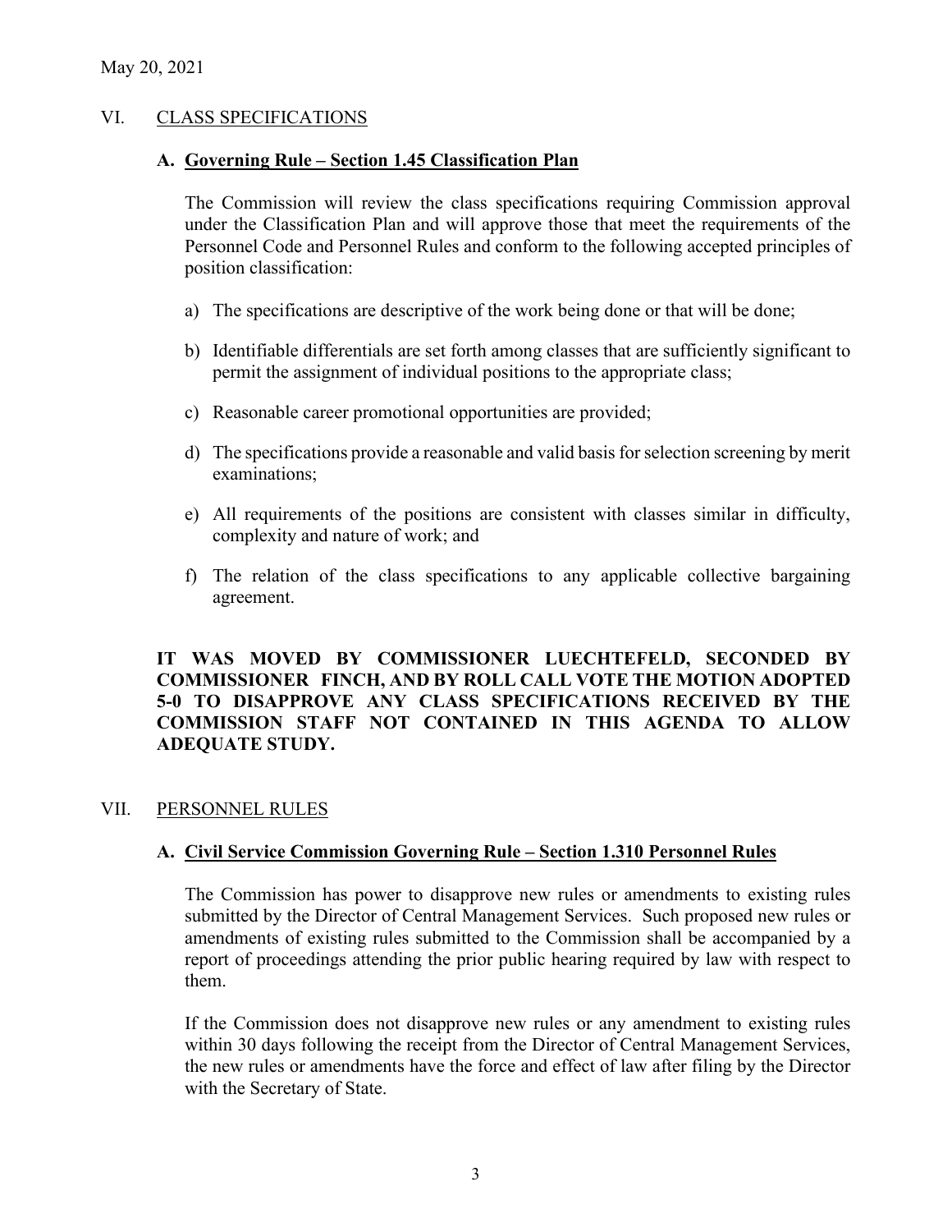May 20, 2021

## VI. <u>CLASS SPECIFICATIONS</u>

### A. Governing Rule – Section 1.45 Classification Plan

The Commission will review the class specifications requiring Commission approval under the Classification Plan and will approve those that meet the requirements of the Personnel Code and Personnel Rules and conform to the following accepted principles of position classification:

a) The specifications are descriptive of the work being done or that will be done;

b) Identifiable differentials are set forth among classes that are sufficiently significant to permit the assignment of individual positions to the appropriate class;

c) Reasonable career promotional opportunities are provided;

d) The specifications provide a reasonable and valid basis for selection screening by merit examinations;

e) All requirements of the positions are consistent with classes similar in difficulty, complexity and nature of work; and

f) The relation of the class specifications to any applicable collective bargaining agreement.

**IT WAS MOVED BY COMMISSIONER LUECHTEFELD, SECONDED BY COMMISSIONER FINCH, AND BY ROLL CALL VOTE THE MOTION ADOPTED 5-0 TO DISAPPROVE ANY CLASS SPECIFICATIONS RECEIVED BY THE COMMISSION STAFF NOT CONTAINED IN THIS AGENDA TO ALLOW ADEQUATE STUDY.**

## VII. <u>PERSONNEL RULES</u>

### A. Civil Service Commission Governing Rule – Section 1.310 Personnel Rules

The Commission has power to disapprove new rules or amendments to existing rules submitted by the Director of Central Management Services. Such proposed new rules or amendments of existing rules submitted to the Commission shall be accompanied by a report of proceedings attending the prior public hearing required by law with respect to them.

If the Commission does not disapprove new rules or any amendment to existing rules within 30 days following the receipt from the Director of Central Management Services, the new rules or amendments have the force and effect of law after filing by the Director with the Secretary of State.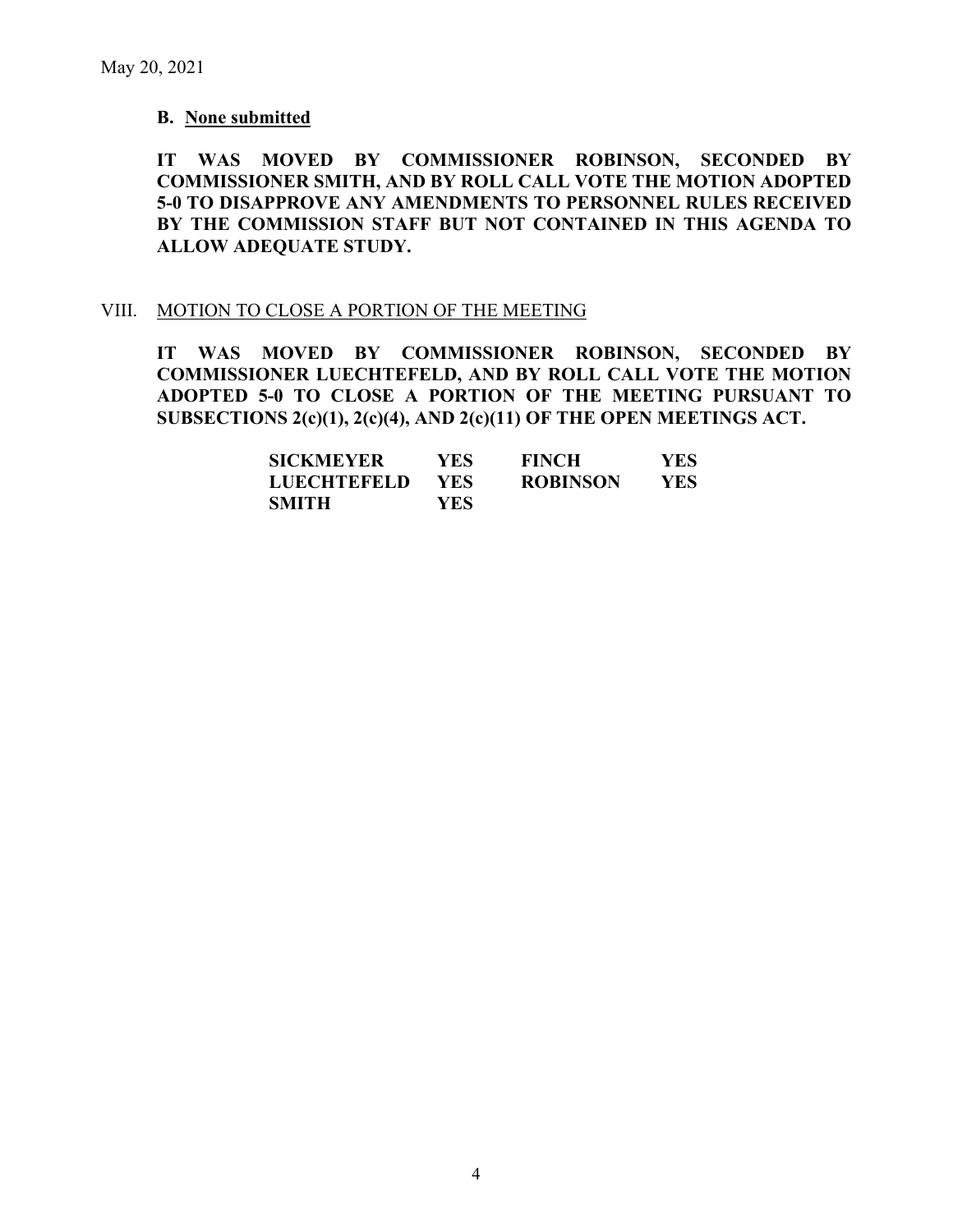May 20, 2021

**B. <u>None submitted</u>**

**IT WAS MOVED BY COMMISSIONER ROBINSON, SECONDED BY COMMISSIONER SMITH, AND BY ROLL CALL VOTE THE MOTION ADOPTED 5-0 TO DISAPPROVE ANY AMENDMENTS TO PERSONNEL RULES RECEIVED BY THE COMMISSION STAFF BUT NOT CONTAINED IN THIS AGENDA TO ALLOW ADEQUATE STUDY.**

VIII. <u>MOTION TO CLOSE A PORTION OF THE MEETING</u>

**IT WAS MOVED BY COMMISSIONER ROBINSON, SECONDED BY COMMISSIONER LUECHTEFELD, AND BY ROLL CALL VOTE THE MOTION ADOPTED 5-0 TO CLOSE A PORTION OF THE MEETING PURSUANT TO SUBSECTIONS 2(c)(1), 2(c)(4), AND 2(c)(11) OF THE OPEN MEETINGS ACT.**

| | | | |
|---|---|---|---|
| **SICKMEYER** | **YES** | **FINCH** | **YES** |
| **LUECHTEFELD** | **YES** | **ROBINSON** | **YES** |
| **SMITH** | **YES** | | |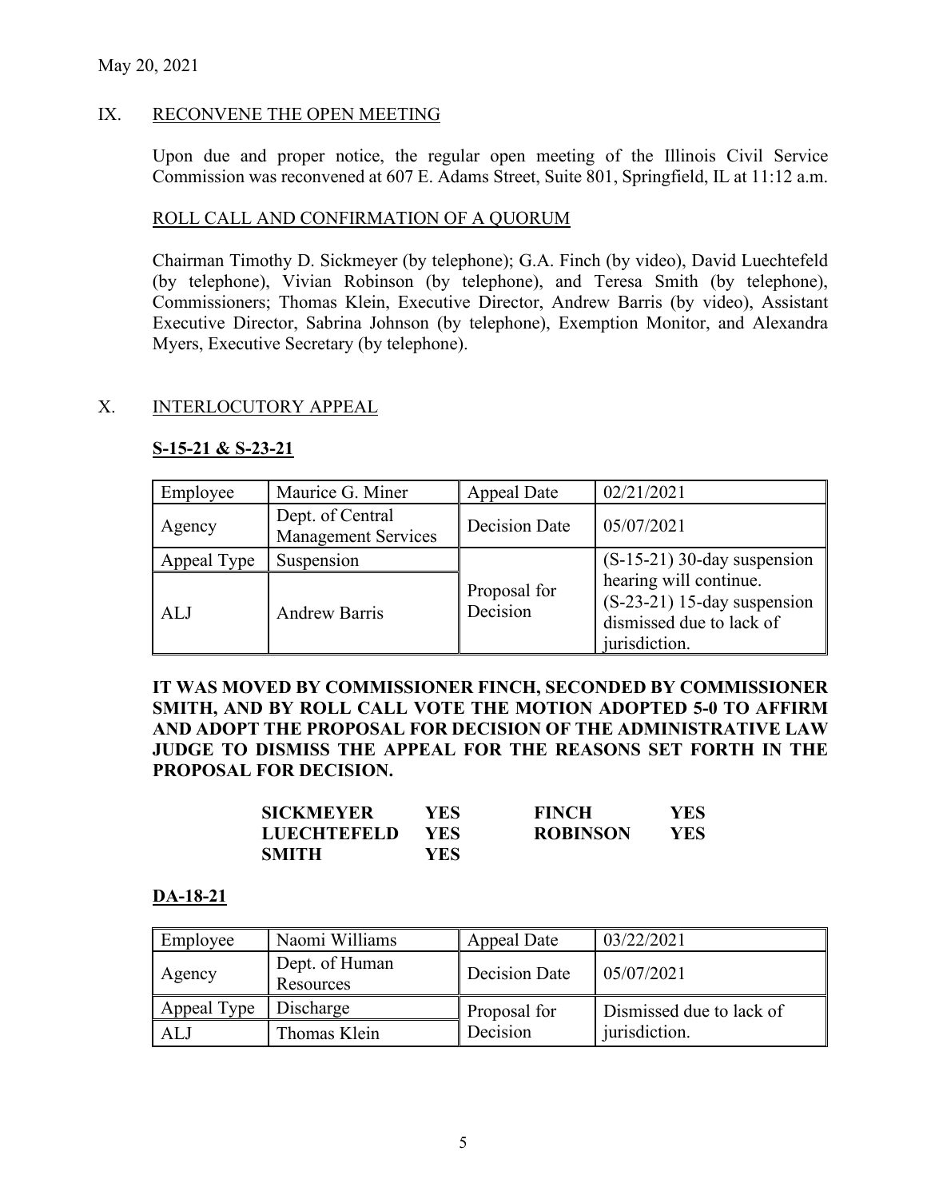May 20, 2021

## IX. RECONVENE THE OPEN MEETING

Upon due and proper notice, the regular open meeting of the Illinois Civil Service Commission was reconvened at 607 E. Adams Street, Suite 801, Springfield, IL at 11:12 a.m.

### ROLL CALL AND CONFIRMATION OF A QUORUM

Chairman Timothy D. Sickmeyer (by telephone); G.A. Finch (by video), David Luechtefeld (by telephone), Vivian Robinson (by telephone), and Teresa Smith (by telephone), Commissioners; Thomas Klein, Executive Director, Andrew Barris (by video), Assistant Executive Director, Sabrina Johnson (by telephone), Exemption Monitor, and Alexandra Myers, Executive Secretary (by telephone).

## X. INTERLOCUTORY APPEAL

### S-15-21 & S-23-21

| Employee | Maurice G. Miner | Appeal Date | 02/21/2021 |
|---|---|---|---|
| Agency | Dept. of Central Management Services | Decision Date | 05/07/2021 |
| Appeal Type | Suspension | Proposal for Decision | (S-15-21) 30-day suspension hearing will continue. (S-23-21) 15-day suspension dismissed due to lack of jurisdiction. |
| ALJ | Andrew Barris | | |

**IT WAS MOVED BY COMMISSIONER FINCH, SECONDED BY COMMISSIONER SMITH, AND BY ROLL CALL VOTE THE MOTION ADOPTED 5-0 TO AFFIRM AND ADOPT THE PROPOSAL FOR DECISION OF THE ADMINISTRATIVE LAW JUDGE TO DISMISS THE APPEAL FOR THE REASONS SET FORTH IN THE PROPOSAL FOR DECISION.**

| | | | |
|---|---|---|---|
| **SICKMEYER** | **YES** | **FINCH** | **YES** |
| **LUECHTEFELD** | **YES** | **ROBINSON** | **YES** |
| **SMITH** | **YES** | | |

### DA-18-21

| Employee | Naomi Williams | Appeal Date | 03/22/2021 |
|---|---|---|---|
| Agency | Dept. of Human Resources | Decision Date | 05/07/2021 |
| Appeal Type | Discharge | Proposal for Decision | Dismissed due to lack of jurisdiction. |
| ALJ | Thomas Klein | | |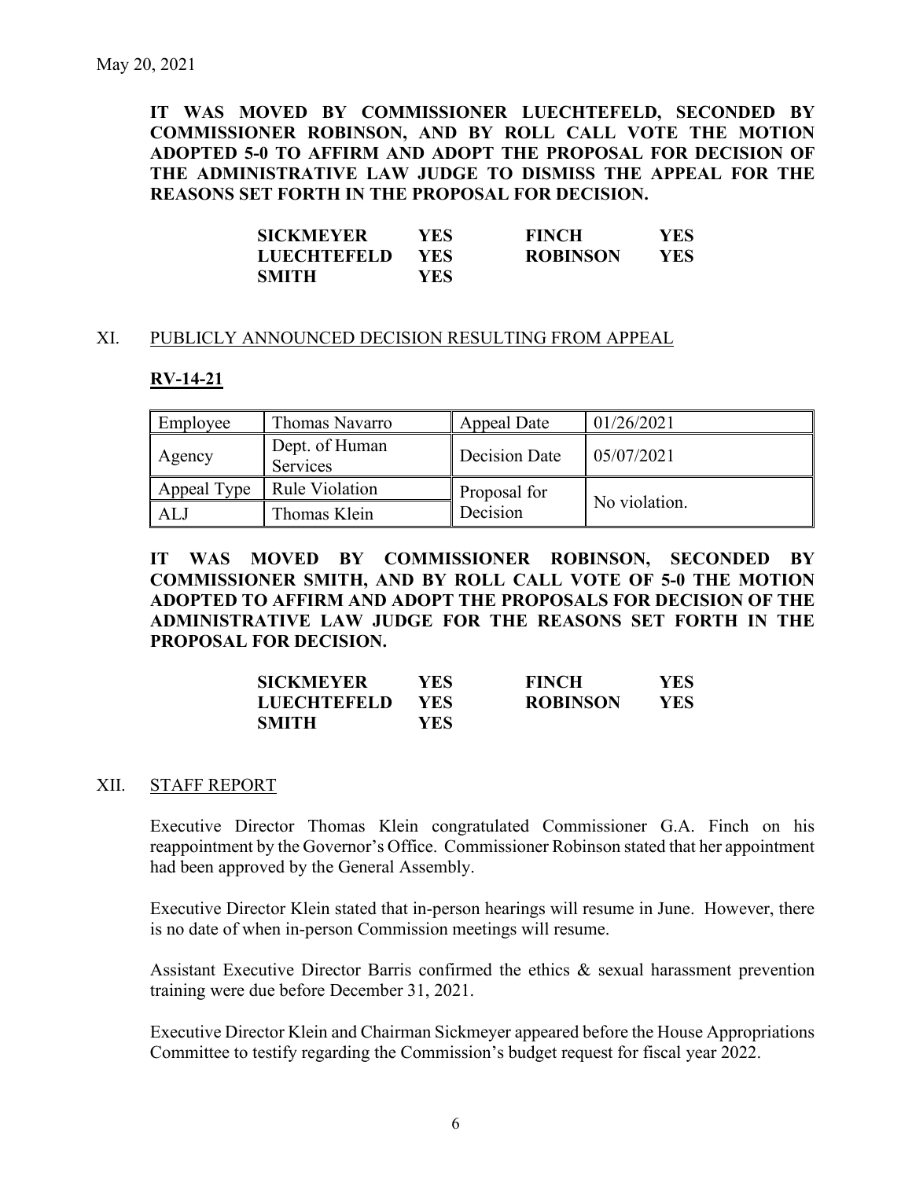May 20, 2021

**IT WAS MOVED BY COMMISSIONER LUECHTEFELD, SECONDED BY COMMISSIONER ROBINSON, AND BY ROLL CALL VOTE THE MOTION ADOPTED 5-0 TO AFFIRM AND ADOPT THE PROPOSAL FOR DECISION OF THE ADMINISTRATIVE LAW JUDGE TO DISMISS THE APPEAL FOR THE REASONS SET FORTH IN THE PROPOSAL FOR DECISION.**

| | | | |
|---|---|---|---|
| **SICKMEYER** | **YES** | **FINCH** | **YES** |
| **LUECHTEFELD** | **YES** | **ROBINSON** | **YES** |
| **SMITH** | **YES** | | |

XI. PUBLICLY ANNOUNCED DECISION RESULTING FROM APPEAL

**RV-14-21**

| Employee | Thomas Navarro | Appeal Date | 01/26/2021 |
|---|---|---|---|
| Agency | Dept. of Human Services | Decision Date | 05/07/2021 |
| Appeal Type | Rule Violation | Proposal for Decision | No violation. |
| ALJ | Thomas Klein | | |

**IT WAS MOVED BY COMMISSIONER ROBINSON, SECONDED BY COMMISSIONER SMITH, AND BY ROLL CALL VOTE OF 5-0 THE MOTION ADOPTED TO AFFIRM AND ADOPT THE PROPOSALS FOR DECISION OF THE ADMINISTRATIVE LAW JUDGE FOR THE REASONS SET FORTH IN THE PROPOSAL FOR DECISION.**

| | | | |
|---|---|---|---|
| **SICKMEYER** | **YES** | **FINCH** | **YES** |
| **LUECHTEFELD** | **YES** | **ROBINSON** | **YES** |
| **SMITH** | **YES** | | |

XII. STAFF REPORT

Executive Director Thomas Klein congratulated Commissioner G.A. Finch on his reappointment by the Governor's Office. Commissioner Robinson stated that her appointment had been approved by the General Assembly.

Executive Director Klein stated that in-person hearings will resume in June. However, there is no date of when in-person Commission meetings will resume.

Assistant Executive Director Barris confirmed the ethics & sexual harassment prevention training were due before December 31, 2021.

Executive Director Klein and Chairman Sickmeyer appeared before the House Appropriations Committee to testify regarding the Commission's budget request for fiscal year 2022.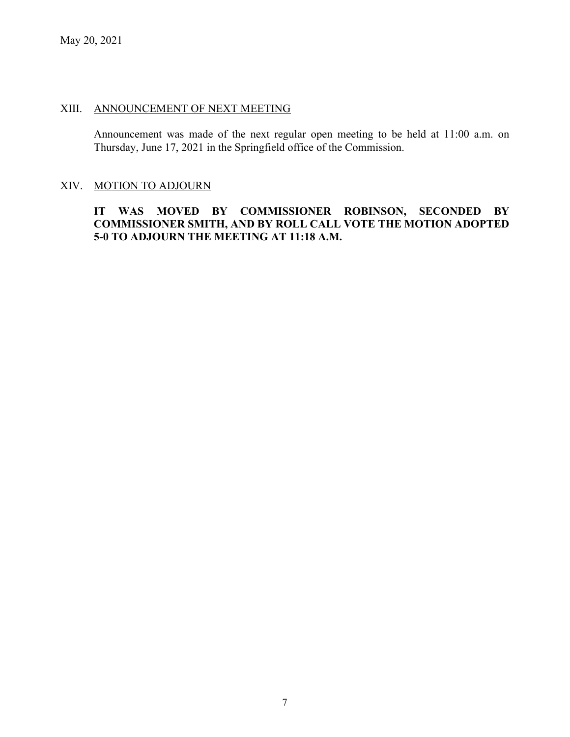## XIII. ANNOUNCEMENT OF NEXT MEETING

Announcement was made of the next regular open meeting to be held at 11:00 a.m. on Thursday, June 17, 2021 in the Springfield office of the Commission.

## XIV. MOTION TO ADJOURN

**IT WAS MOVED BY COMMISSIONER ROBINSON, SECONDED BY COMMISSIONER SMITH, AND BY ROLL CALL VOTE THE MOTION ADOPTED 5-0 TO ADJOURN THE MEETING AT 11:18 A.M.**